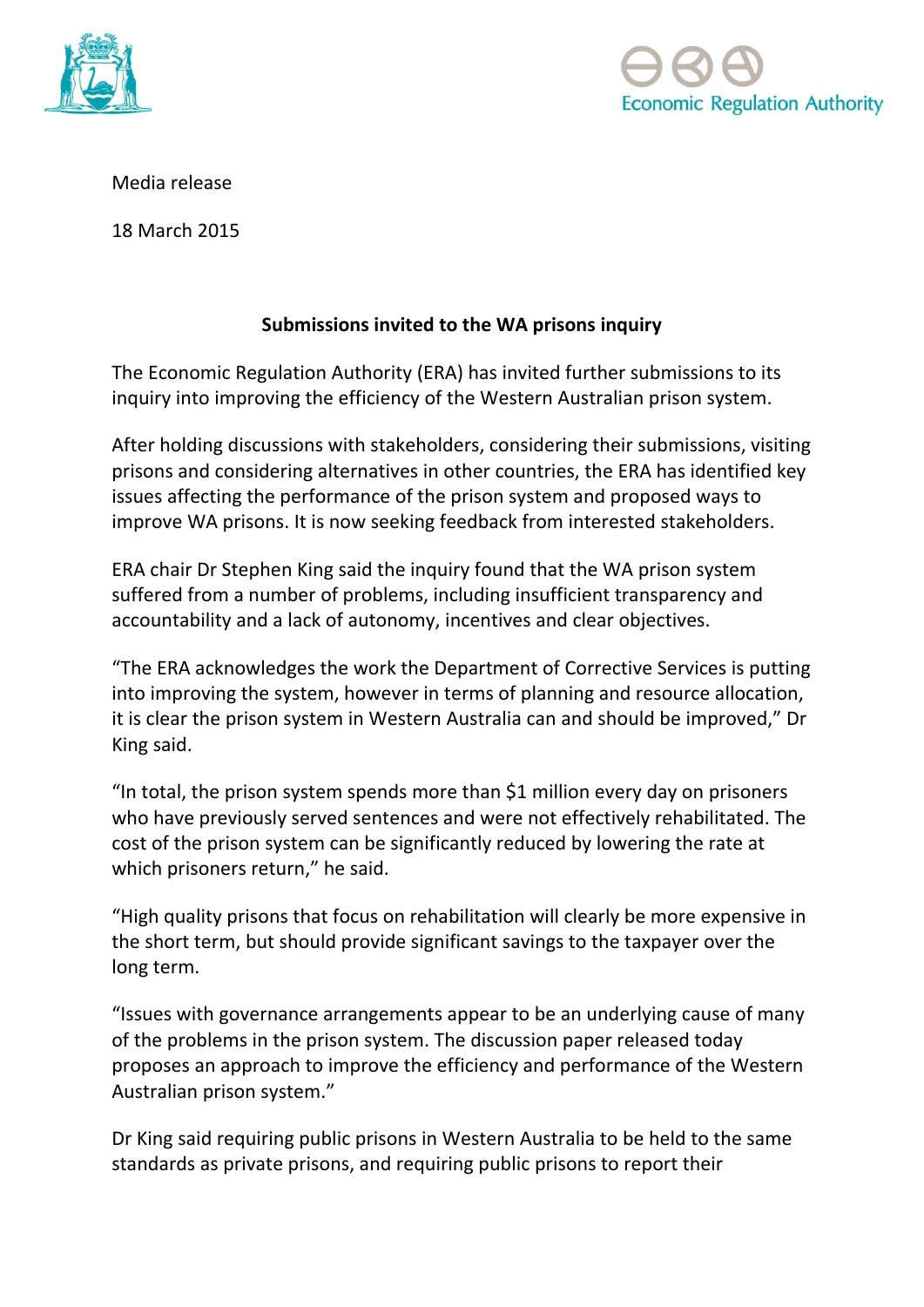Economic Regulation Authority

Media release

18 March 2015

**Submissions invited to the WA prisons inquiry**

The Economic Regulation Authority (ERA) has invited further submissions to its inquiry into improving the efficiency of the Western Australian prison system.

After holding discussions with stakeholders, considering their submissions, visiting prisons and considering alternatives in other countries, the ERA has identified key issues affecting the performance of the prison system and proposed ways to improve WA prisons. It is now seeking feedback from interested stakeholders.

ERA chair Dr Stephen King said the inquiry found that the WA prison system suffered from a number of problems, including insufficient transparency and accountability and a lack of autonomy, incentives and clear objectives.

"The ERA acknowledges the work the Department of Corrective Services is putting into improving the system, however in terms of planning and resource allocation, it is clear the prison system in Western Australia can and should be improved," Dr King said.

"In total, the prison system spends more than $1 million every day on prisoners who have previously served sentences and were not effectively rehabilitated. The cost of the prison system can be significantly reduced by lowering the rate at which prisoners return," he said.

"High quality prisons that focus on rehabilitation will clearly be more expensive in the short term, but should provide significant savings to the taxpayer over the long term.

"Issues with governance arrangements appear to be an underlying cause of many of the problems in the prison system. The discussion paper released today proposes an approach to improve the efficiency and performance of the Western Australian prison system."

Dr King said requiring public prisons in Western Australia to be held to the same standards as private prisons, and requiring public prisons to report their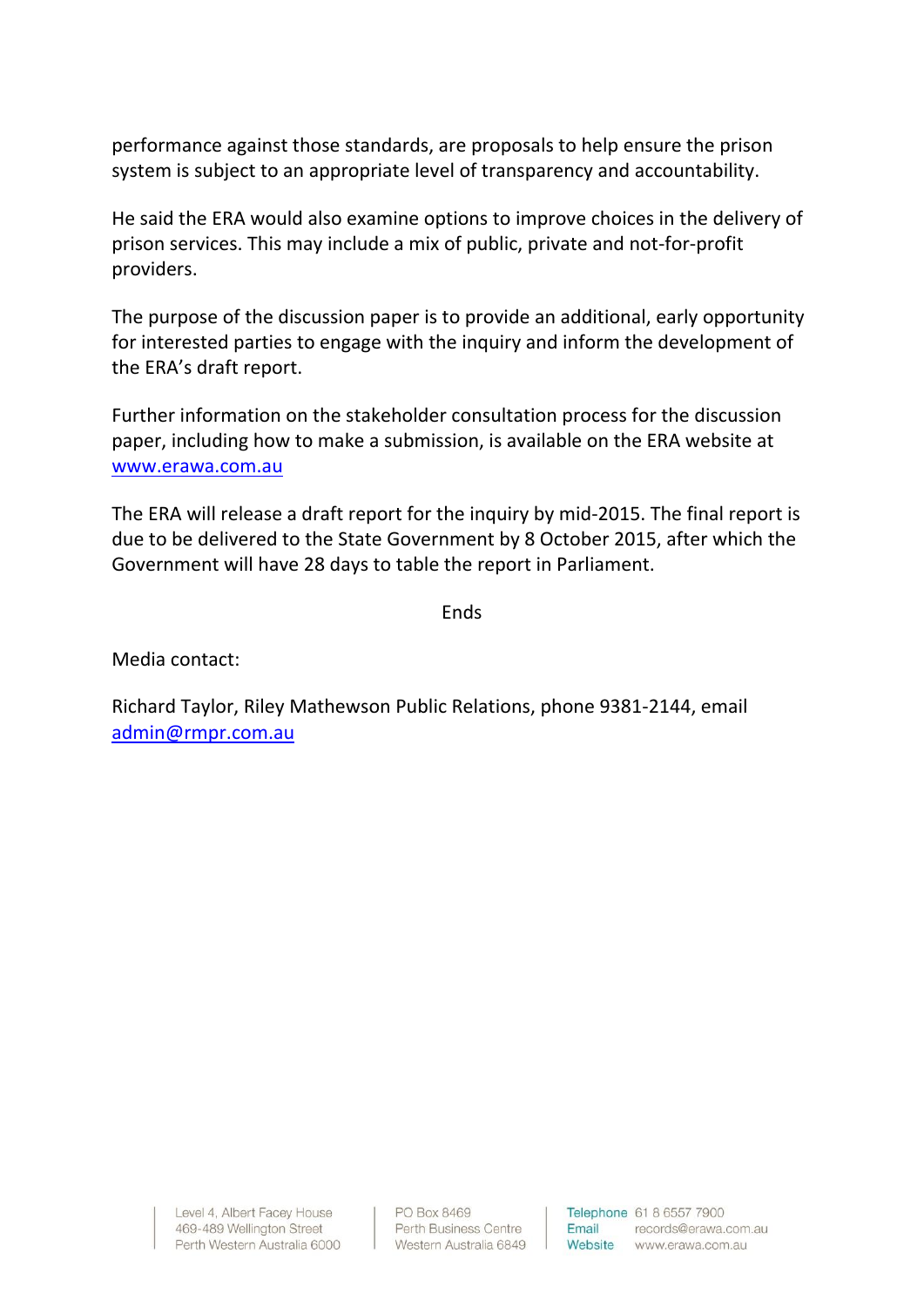performance against those standards, are proposals to help ensure the prison system is subject to an appropriate level of transparency and accountability.

He said the ERA would also examine options to improve choices in the delivery of prison services. This may include a mix of public, private and not-for-profit providers.

The purpose of the discussion paper is to provide an additional, early opportunity for interested parties to engage with the inquiry and inform the development of the ERA's draft report.

Further information on the stakeholder consultation process for the discussion paper, including how to make a submission, is available on the ERA website at [www.erawa.com.au](http://www.erawa.com.au)

The ERA will release a draft report for the inquiry by mid-2015. The final report is due to be delivered to the State Government by 8 October 2015, after which the Government will have 28 days to table the report in Parliament.

Ends

Media contact:

Richard Taylor, Riley Mathewson Public Relations, phone 9381-2144, email [admin@rmpr.com.au](mailto:admin@rmpr.com.au)